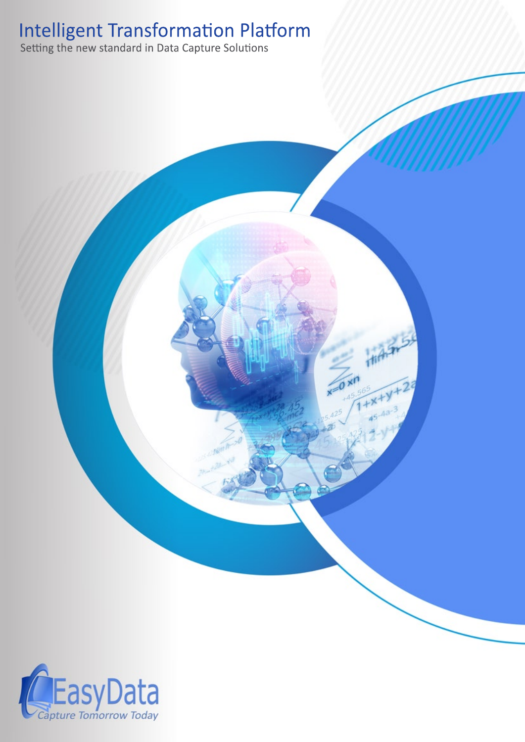# Intelligent Transformation Platform

Setting the new standard in Data Capture Solutions

EasyData

*Capture Tomorrow Today*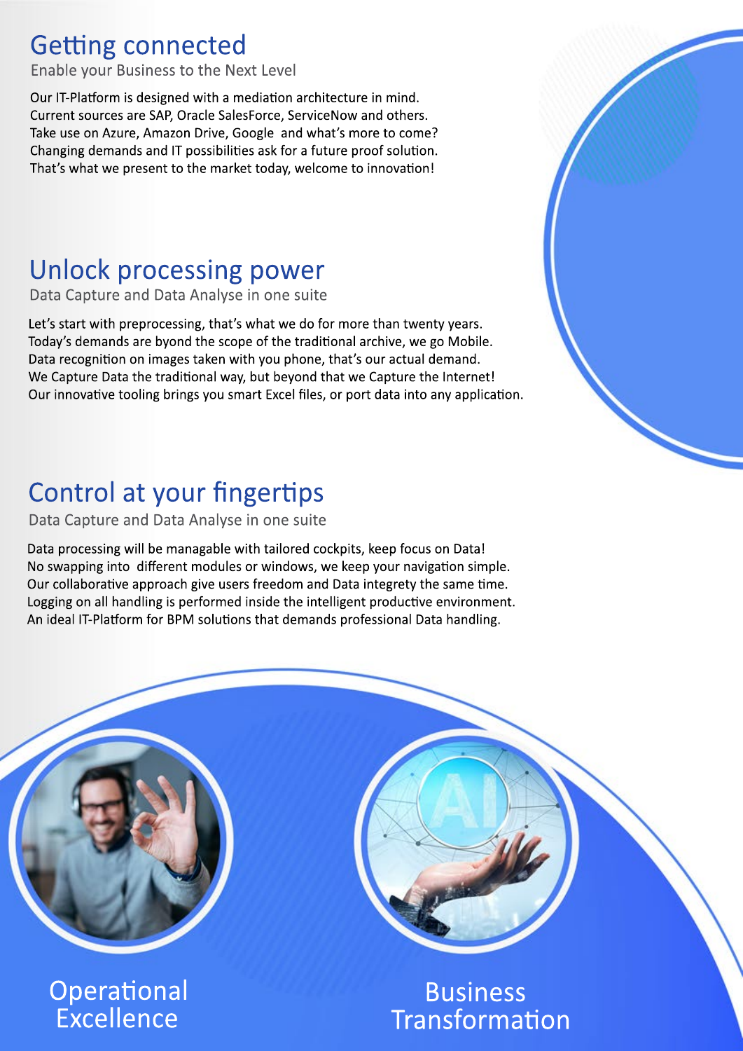## Getting connected

Enable your Business to the Next Level

Our IT-Platform is designed with a mediation architecture in mind.
Current sources are SAP, Oracle SalesForce, ServiceNow and others.
Take use on Azure, Amazon Drive, Google and what's more to come?
Changing demands and IT possibilities ask for a future proof solution.
That's what we present to the market today, welcome to innovation!

## Unlock processing power

Data Capture and Data Analyse in one suite

Let's start with preprocessing, that's what we do for more than twenty years.
Today's demands are byond the scope of the traditional archive, we go Mobile.
Data recognition on images taken with you phone, that's our actual demand.
We Capture Data the traditional way, but beyond that we Capture the Internet!
Our innovative tooling brings you smart Excel files, or port data into any application.

## Control at your fingertips

Data Capture and Data Analyse in one suite

Data processing will be managable with tailored cockpits, keep focus on Data!
No swapping into different modules or windows, we keep your navigation simple.
Our collaborative approach give users freedom and Data integrety the same time.
Logging on all handling is performed inside the intelligent productive environment.
An ideal IT-Platform for BPM solutions that demands professional Data handling.

Operational Excellence

Business Transformation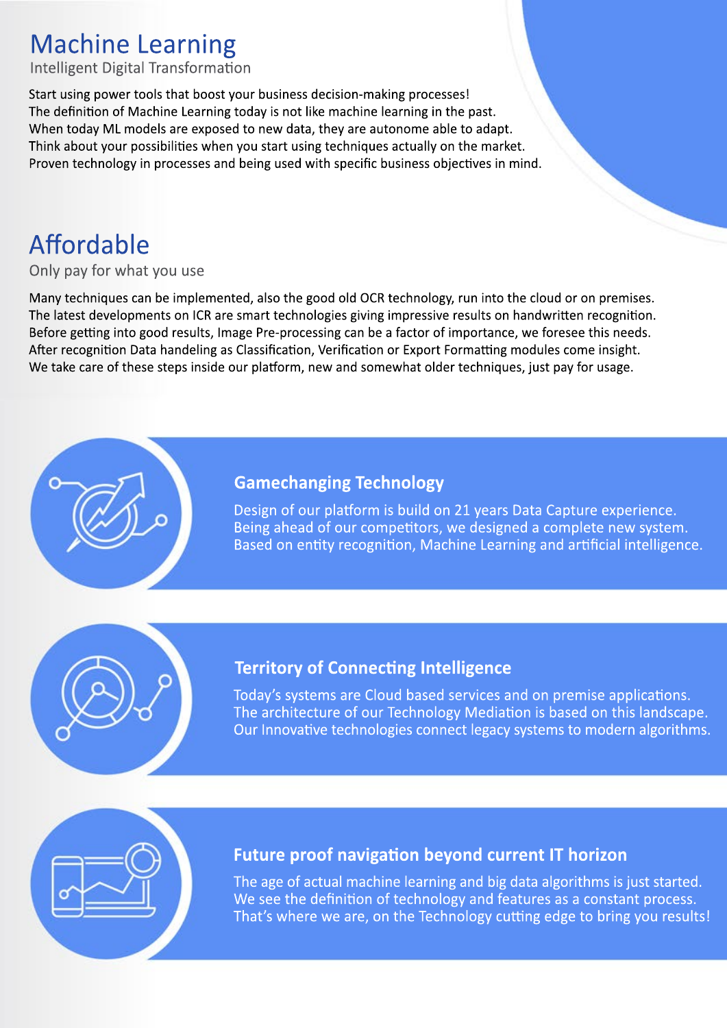# Machine Learning

Intelligent Digital Transformation

Start using power tools that boost your business decision-making processes!
The definition of Machine Learning today is not like machine learning in the past.
When today ML models are exposed to new data, they are autonome able to adapt.
Think about your possibilities when you start using techniques actually on the market.
Proven technology in processes and being used with specific business objectives in mind.

# Affordable

Only pay for what you use

Many techniques can be implemented, also the good old OCR technology, run into the cloud or on premises.
The latest developments on ICR are smart technologies giving impressive results on handwritten recognition.
Before getting into good results, Image Pre-processing can be a factor of importance, we foresee this needs.
After recognition Data handeling as Classification, Verification or Export Formatting modules come insight.
We take care of these steps inside our platform, new and somewhat older techniques, just pay for usage.

### Gamechanging Technology

Design of our platform is build on 21 years Data Capture experience.
Being ahead of our competitors, we designed a complete new system.
Based on entity recognition, Machine Learning and artificial intelligence.

### Territory of Connecting Intelligence

Today's systems are Cloud based services and on premise applications.
The architecture of our Technology Mediation is based on this landscape.
Our Innovative technologies connect legacy systems to modern algorithms.

### Future proof navigation beyond current IT horizon

The age of actual machine learning and big data algorithms is just started.
We see the definition of technology and features as a constant process.
That's where we are, on the Technology cutting edge to bring you results!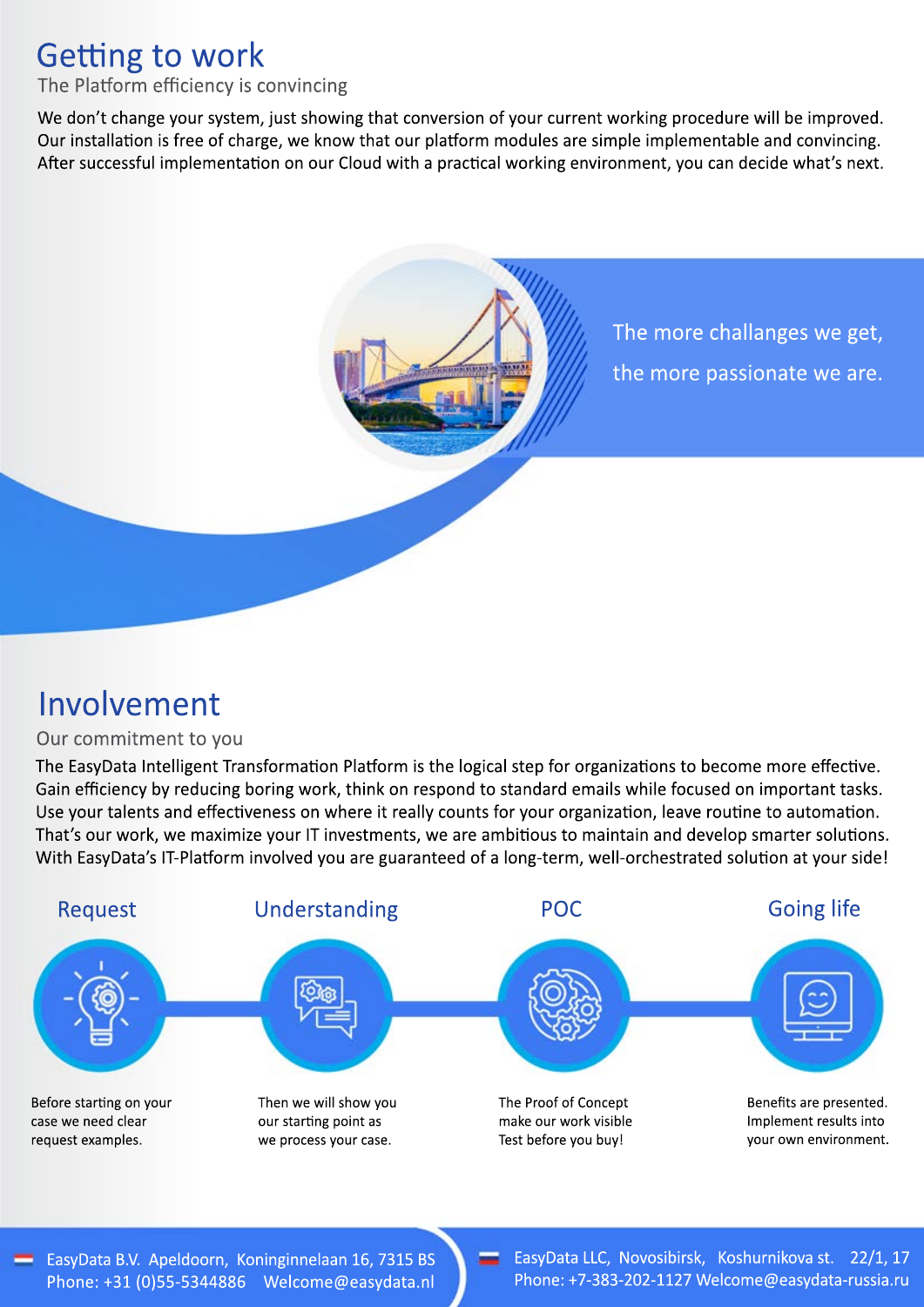# Getting to work

The Platform efficiency is convincing

We don't change your system, just showing that conversion of your current working procedure will be improved. Our installation is free of charge, we know that our platform modules are simple implementable and convincing. After successful implementation on our Cloud with a practical working environment, you can decide what's next.

The more challanges we get, the more passionate we are.

# Involvement

Our commitment to you

The EasyData Intelligent Transformation Platform is the logical step for organizations to become more effective. Gain efficiency by reducing boring work, think on respond to standard emails while focused on important tasks. Use your talents and effectiveness on where it really counts for your organization, leave routine to automation. That's our work, we maximize your IT investments, we are ambitious to maintain and develop smarter solutions. With EasyData's IT-Platform involved you are guaranteed of a long-term, well-orchestrated solution at your side!

### Request

Before starting on your case we need clear request examples.

### Understanding

Then we will show you our starting point as we process your case.

### POC

The Proof of Concept make our work visible Test before you buy!

### Going life

Benefits are presented. Implement results into your own environment.

EasyData B.V. Apeldoorn, Koninginnelaan 16, 7315 BS
Phone: +31 (0)55-5344886 Welcome@easydata.nl

EasyData LLC, Novosibirsk, Koshurnikova st. 22/1, 17
Phone: +7-383-202-1127 Welcome@easydata-russia.ru